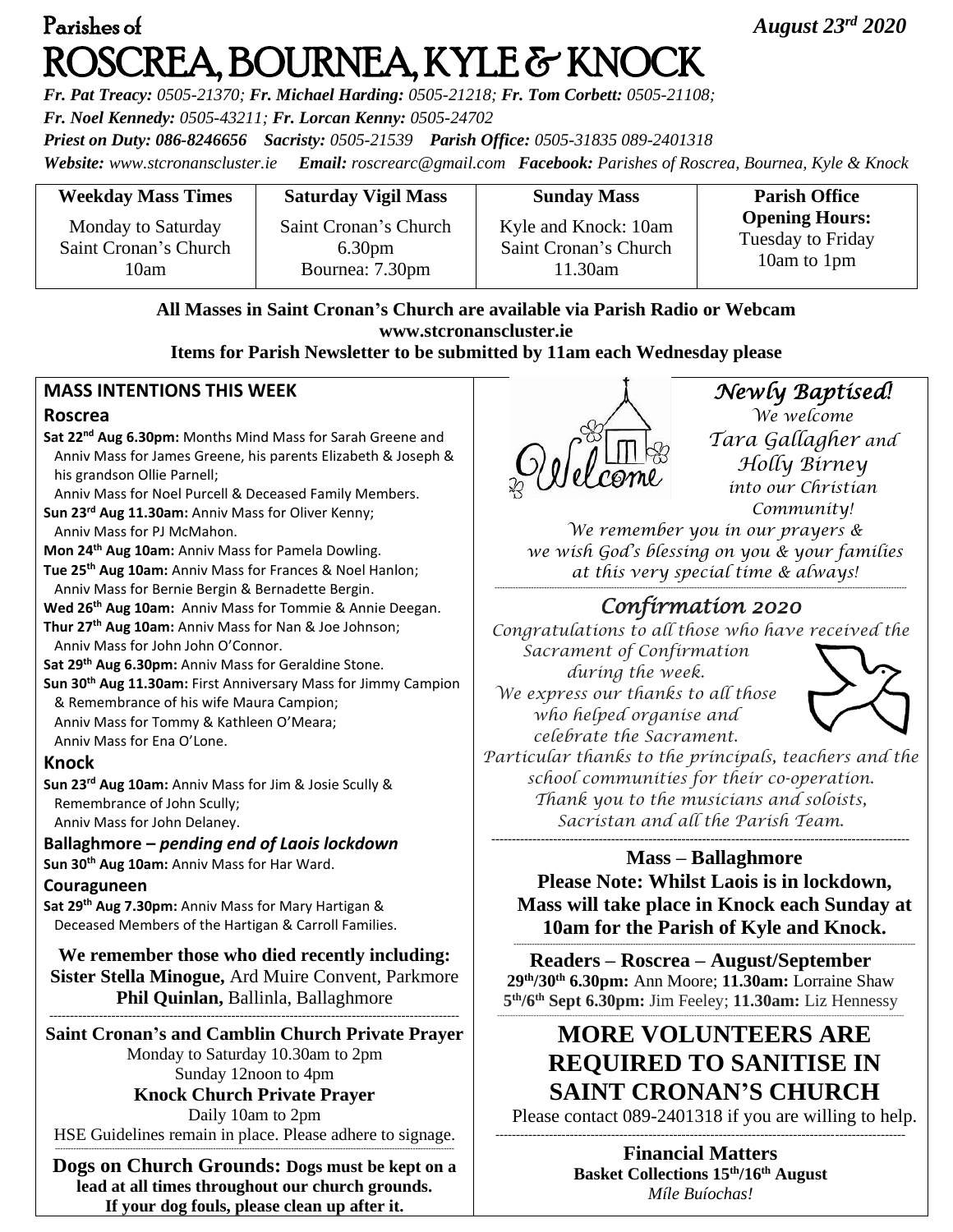# Parishes of ROSCREA, BOURNEA, KYLE & KNOCK

*August 23rd 2020*

***Fr. Pat Treacy:** 0505-21370; **Fr. Michael Harding:** 0505-21218; **Fr. Tom Corbett:** 0505-21108;*
***Fr. Noel Kennedy:** 0505-43211; **Fr. Lorcan Kenny:** 0505-24702*
***Priest on Duty:** 086-8246656 **Sacristy:** 0505-21539 **Parish Office:** 0505-31835 089-2401318*
***Website:** www.stcronanscluster.ie **Email:** roscrearc@gmail.com **Facebook:** Parishes of Roscrea, Bournea, Kyle & Knock*

| Weekday Mass Times | Saturday Vigil Mass | Sunday Mass | Parish Office Opening Hours: |
|---|---|---|---|
| Monday to Saturday Saint Cronan's Church 10am | Saint Cronan's Church 6.30pm Bournea: 7.30pm | Kyle and Knock: 10am Saint Cronan's Church 11.30am | Tuesday to Friday 10am to 1pm |

**All Masses in Saint Cronan's Church are available via Parish Radio or Webcam**
**www.stcronanscluster.ie**
**Items for Parish Newsletter to be submitted by 11am each Wednesday please**

## MASS INTENTIONS THIS WEEK

### Roscrea

**Sat 22nd Aug 6.30pm:** Months Mind Mass for Sarah Greene and Anniv Mass for James Greene, his parents Elizabeth & Joseph & his grandson Ollie Parnell;
Anniv Mass for Noel Purcell & Deceased Family Members.
**Sun 23rd Aug 11.30am:** Anniv Mass for Oliver Kenny;
Anniv Mass for PJ McMahon.
**Mon 24th Aug 10am:** Anniv Mass for Pamela Dowling.
**Tue 25th Aug 10am:** Anniv Mass for Frances & Noel Hanlon;
Anniv Mass for Bernie Bergin & Bernadette Bergin.
**Wed 26th Aug 10am:** Anniv Mass for Tommie & Annie Deegan.
**Thur 27th Aug 10am:** Anniv Mass for Nan & Joe Johnson;
Anniv Mass for John John O'Connor.
**Sat 29th Aug 6.30pm:** Anniv Mass for Geraldine Stone.
**Sun 30th Aug 11.30am:** First Anniversary Mass for Jimmy Campion & Remembrance of his wife Maura Campion;
Anniv Mass for Tommy & Kathleen O'Meara;
Anniv Mass for Ena O'Lone.

### Knock

**Sun 23rd Aug 10am:** Anniv Mass for Jim & Josie Scully & Remembrance of John Scully;
Anniv Mass for John Delaney.

### Ballaghmore – *pending end of Laois lockdown*

**Sun 30th Aug 10am:** Anniv Mass for Har Ward.

### Couraguneen

**Sat 29th Aug 7.30pm:** Anniv Mass for Mary Hartigan & Deceased Members of the Hartigan & Carroll Families.

**We remember those who died recently including:**
**Sister Stella Minogue,** Ard Muire Convent, Parkmore
**Phil Quinlan,** Ballinla, Ballaghmore

---

**Saint Cronan's and Camblin Church Private Prayer**
Monday to Saturday 10.30am to 2pm
Sunday 12noon to 4pm
**Knock Church Private Prayer**
Daily 10am to 2pm
HSE Guidelines remain in place. Please adhere to signage.

---

**Dogs on Church Grounds: Dogs must be kept on a lead at all times throughout our church grounds. If your dog fouls, please clean up after it.**

## *Newly Baptised!*

*We welcome Tara Gallagher and Holly Birney into our Christian Community!*
*We remember you in our prayers & we wish God's blessing on you & your families at this very special time & always!*

## *Confirmation 2020*

*Congratulations to all those who have received the Sacrament of Confirmation during the week.*
*We express our thanks to all those who helped organise and celebrate the Sacrament.*
*Particular thanks to the principals, teachers and the school communities for their co-operation.*
*Thank you to the musicians and soloists, Sacristan and all the Parish Team.*

---

**Mass – Ballaghmore**
**Please Note: Whilst Laois is in lockdown, Mass will take place in Knock each Sunday at 10am for the Parish of Kyle and Knock.**

---

**Readers – Roscrea – August/September**
**29th/30th 6.30pm:** Ann Moore; **11.30am:** Lorraine Shaw
**5th/6th Sept 6.30pm:** Jim Feeley; **11.30am:** Liz Hennessy

---

## MORE VOLUNTEERS ARE REQUIRED TO SANITISE IN SAINT CRONAN'S CHURCH

Please contact 089-2401318 if you are willing to help.

---

**Financial Matters**
**Basket Collections 15th/16th August**
*Míle Buíochas!*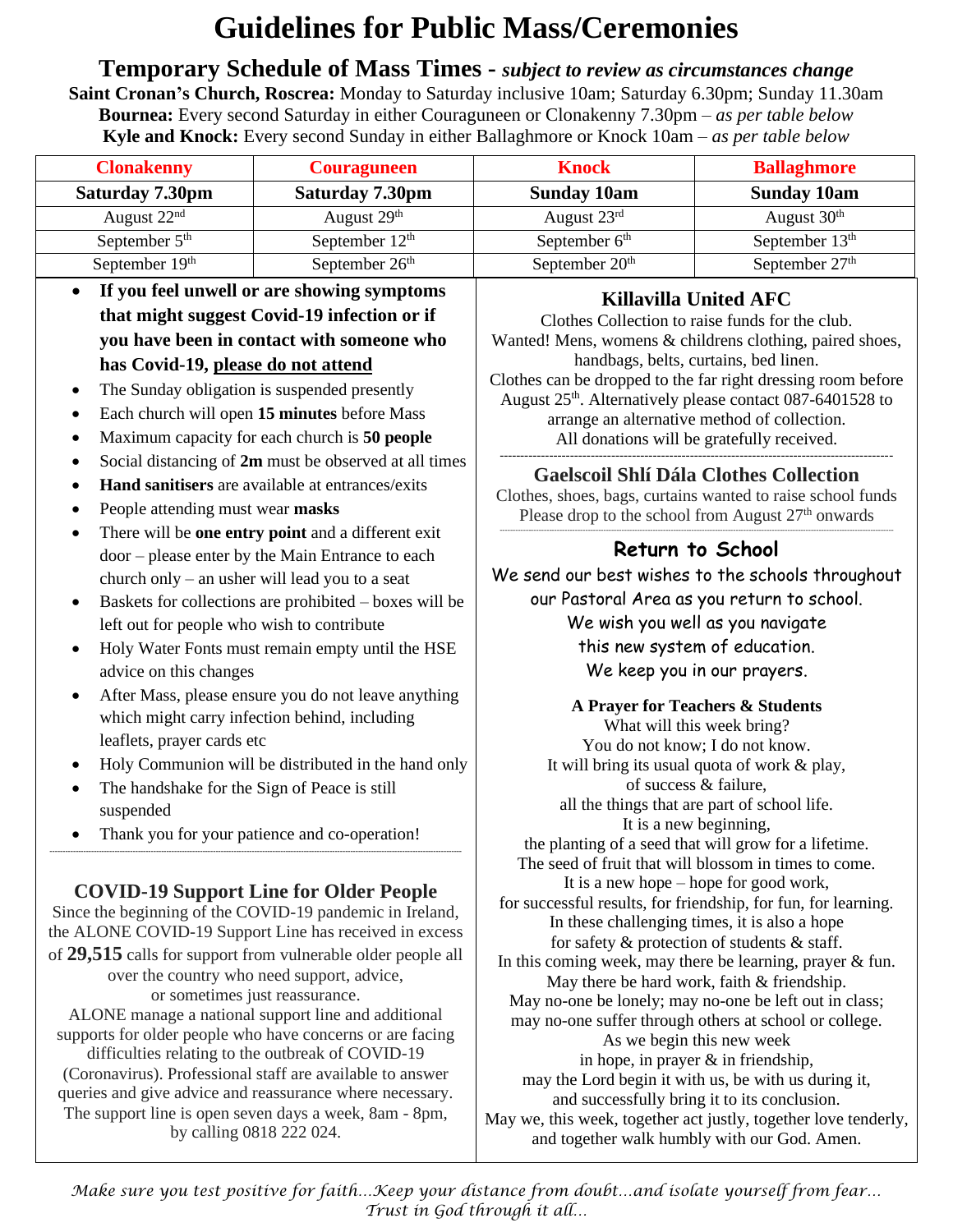# Guidelines for Public Mass/Ceremonies

## Temporary Schedule of Mass Times - *subject to review as circumstances change*

**Saint Cronan's Church, Roscrea:** Monday to Saturday inclusive 10am; Saturday 6.30pm; Sunday 11.30am
**Bournea:** Every second Saturday in either Couraguneen or Clonakenny 7.30pm – *as per table below*
**Kyle and Knock:** Every second Sunday in either Ballaghmore or Knock 10am – *as per table below*

| Clonakenny | Couraguneen | Knock | Ballaghmore |
|---|---|---|---|
| **Saturday 7.30pm** | **Saturday 7.30pm** | **Sunday 10am** | **Sunday 10am** |
| August 22nd | August 29th | August 23rd | August 30th |
| September 5th | September 12th | September 6th | September 13th |
| September 19th | September 26th | September 20th | September 27th |

- **If you feel unwell or are showing symptoms that might suggest Covid-19 infection or if you have been in contact with someone who has Covid-19, please do not attend**
- The Sunday obligation is suspended presently
- Each church will open **15 minutes** before Mass
- Maximum capacity for each church is **50 people**
- Social distancing of **2m** must be observed at all times
- **Hand sanitisers** are available at entrances/exits
- People attending must wear **masks**
- There will be **one entry point** and a different exit door – please enter by the Main Entrance to each church only – an usher will lead you to a seat
- Baskets for collections are prohibited – boxes will be left out for people who wish to contribute
- Holy Water Fonts must remain empty until the HSE advice on this changes
- After Mass, please ensure you do not leave anything which might carry infection behind, including leaflets, prayer cards etc
- Holy Communion will be distributed in the hand only
- The handshake for the Sign of Peace is still suspended
- Thank you for your patience and co-operation!

### COVID-19 Support Line for Older People

Since the beginning of the COVID-19 pandemic in Ireland, the ALONE COVID-19 Support Line has received in excess of **29,515** calls for support from vulnerable older people all over the country who need support, advice, or sometimes just reassurance.
ALONE manage a national support line and additional supports for older people who have concerns or are facing difficulties relating to the outbreak of COVID-19 (Coronavirus). Professional staff are available to answer queries and give advice and reassurance where necessary. The support line is open seven days a week, 8am - 8pm, by calling 0818 222 024.

### Killavilla United AFC

Clothes Collection to raise funds for the club.
Wanted! Mens, womens & childrens clothing, paired shoes, handbags, belts, curtains, bed linen.
Clothes can be dropped to the far right dressing room before August 25th. Alternatively please contact 087-6401528 to arrange an alternative method of collection.
All donations will be gratefully received.

### Gaelscoil Shlí Dála Clothes Collection

Clothes, shoes, bags, curtains wanted to raise school funds
Please drop to the school from August 27th onwards

### Return to School

We send our best wishes to the schools throughout our Pastoral Area as you return to school.
We wish you well as you navigate this new system of education.
We keep you in our prayers.

**A Prayer for Teachers & Students**

What will this week bring?
You do not know; I do not know.
It will bring its usual quota of work & play,
of success & failure,
all the things that are part of school life.
It is a new beginning,
the planting of a seed that will grow for a lifetime.
The seed of fruit that will blossom in times to come.
It is a new hope – hope for good work,
for successful results, for friendship, for fun, for learning.
In these challenging times, it is also a hope
for safety & protection of students & staff.
In this coming week, may there be learning, prayer & fun.
May there be hard work, faith & friendship.
May no-one be lonely; may no-one be left out in class;
may no-one suffer through others at school or college.
As we begin this new week
in hope, in prayer & in friendship,
may the Lord begin it with us, be with us during it,
and successfully bring it to its conclusion.
May we, this week, together act justly, together love tenderly,
and together walk humbly with our God. Amen.

*Make sure you test positive for faith…Keep your distance from doubt…and isolate yourself from fear… Trust in God through it all…*